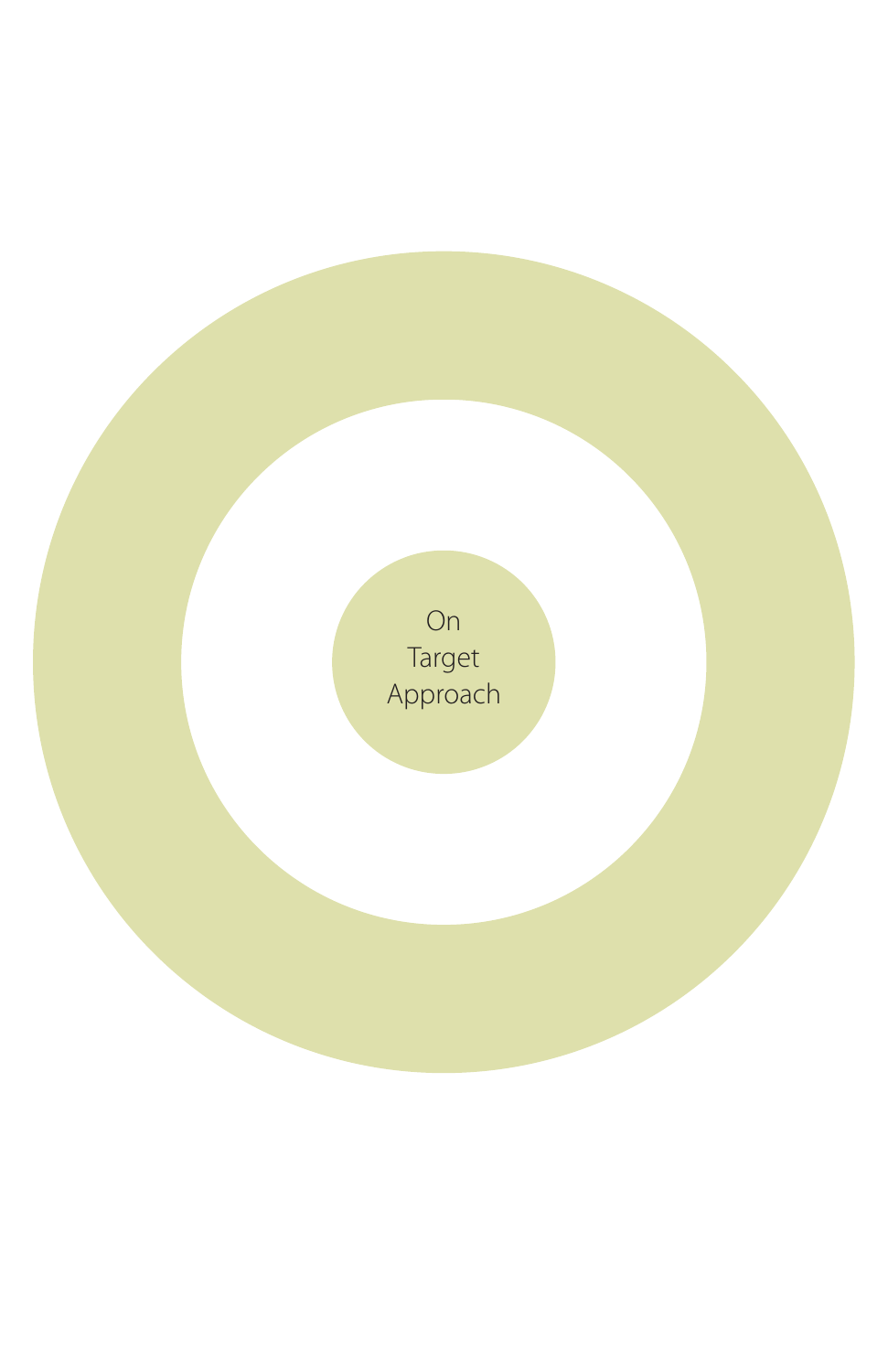On Target Approach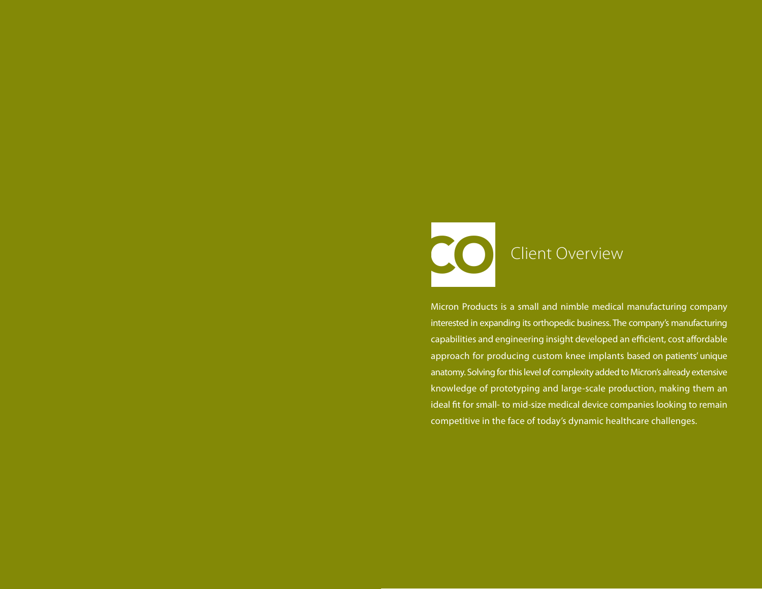## CO Client Overview

Micron Products is a small and nimble medical manufacturing company interested in expanding its orthopedic business. The company's manufacturing capabilities and engineering insight developed an efficient, cost affordable approach for producing custom knee implants based on patients' unique anatomy. Solving for this level of complexity added to Micron's already extensive knowledge of prototyping and large-scale production, making them an ideal fit for small- to mid-size medical device companies looking to remain competitive in the face of today's dynamic healthcare challenges.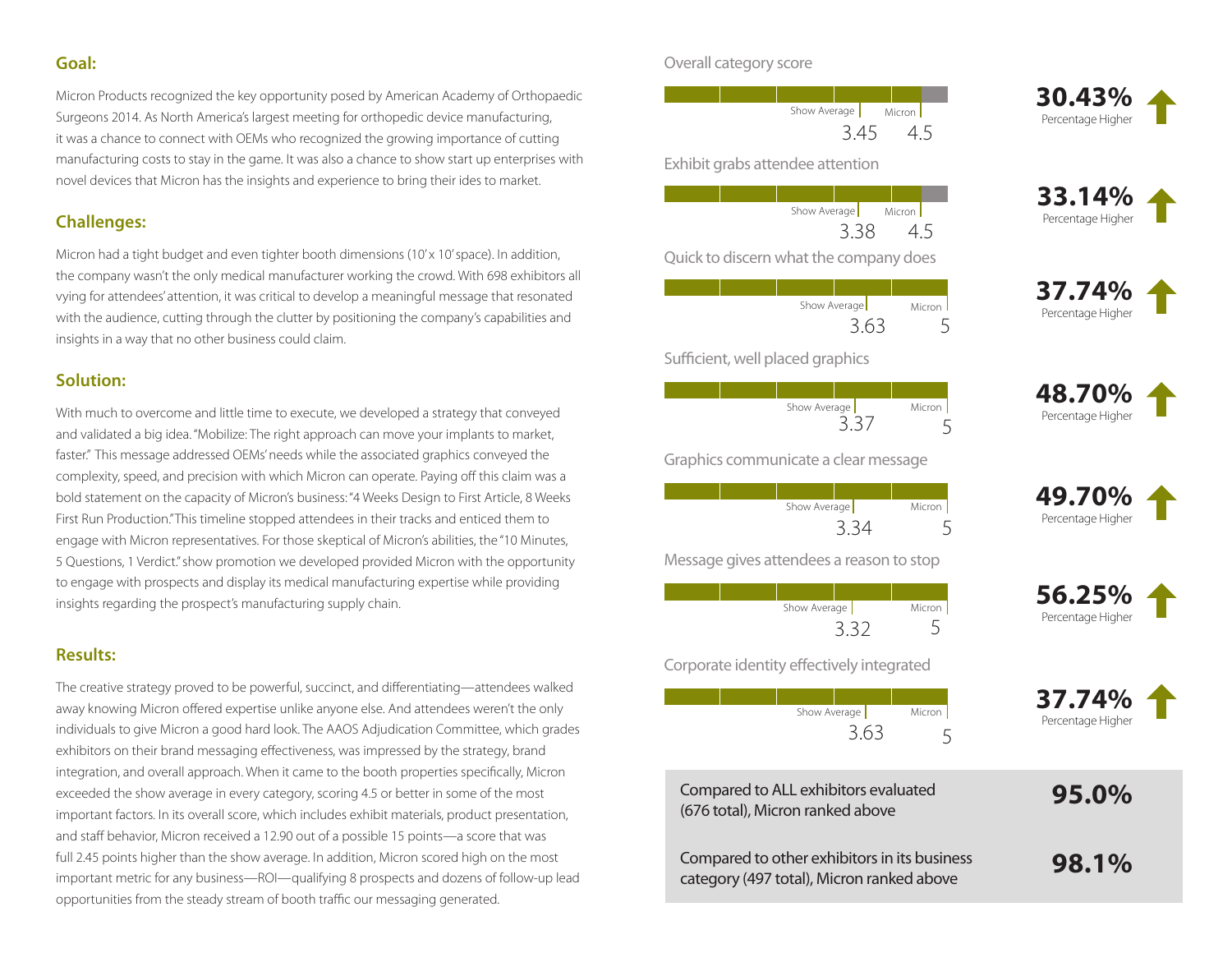## Goal:

Micron Products recognized the key opportunity posed by American Academy of Orthopaedic Surgeons 2014. As North America's largest meeting for orthopedic device manufacturing, it was a chance to connect with OEMs who recognized the growing importance of cutting manufacturing costs to stay in the game. It was also a chance to show start up enterprises with novel devices that Micron has the insights and experience to bring their ides to market.

## Challenges:

Micron had a tight budget and even tighter booth dimensions (10' x 10' space). In addition, the company wasn't the only medical manufacturer working the crowd. With 698 exhibitors all vying for attendees' attention, it was critical to develop a meaningful message that resonated with the audience, cutting through the clutter by positioning the company's capabilities and insights in a way that no other business could claim.

## Solution:

With much to overcome and little time to execute, we developed a strategy that conveyed and validated a big idea. "Mobilize: The right approach can move your implants to market, faster." This message addressed OEMs' needs while the associated graphics conveyed the complexity, speed, and precision with which Micron can operate. Paying off this claim was a bold statement on the capacity of Micron's business: "4 Weeks Design to First Article, 8 Weeks First Run Production." This timeline stopped attendees in their tracks and enticed them to engage with Micron representatives. For those skeptical of Micron's abilities, the "10 Minutes, 5 Questions, 1 Verdict." show promotion we developed provided Micron with the opportunity to engage with prospects and display its medical manufacturing expertise while providing insights regarding the prospect's manufacturing supply chain.

## Results:

The creative strategy proved to be powerful, succinct, and differentiating—attendees walked away knowing Micron offered expertise unlike anyone else. And attendees weren't the only individuals to give Micron a good hard look. The AAOS Adjudication Committee, which grades exhibitors on their brand messaging effectiveness, was impressed by the strategy, brand integration, and overall approach. When it came to the booth properties specifically, Micron exceeded the show average in every category, scoring 4.5 or better in some of the most important factors. In its overall score, which includes exhibit materials, product presentation, and staff behavior, Micron received a 12.90 out of a possible 15 points—a score that was full 2.45 points higher than the show average. In addition, Micron scored high on the most important metric for any business—ROI—qualifying 8 prospects and dozens of follow-up lead opportunities from the steady stream of booth traffic our messaging generated.

| Category | Show Average | Micron | Percentage Higher |
|---|---|---|---|
| Overall category score | 3.45 | 4.5 | 30.43% |
| Exhibit grabs attendee attention | 3.38 | 4.5 | 33.14% |
| Quick to discern what the company does | 3.63 | 5 | 37.74% |
| Sufficient, well placed graphics | 3.37 | 5 | 48.70% |
| Graphics communicate a clear message | 3.34 | 5 | 49.70% |
| Message gives attendees a reason to stop | 3.32 | 5 | 56.25% |
| Corporate identity effectively integrated | 3.63 | 5 | 37.74% |

| Comparison | |
|---|---|
| Compared to ALL exhibitors evaluated (676 total), Micron ranked above | 95.0% |
| Compared to other exhibitors in its business category (497 total), Micron ranked above | 98.1% |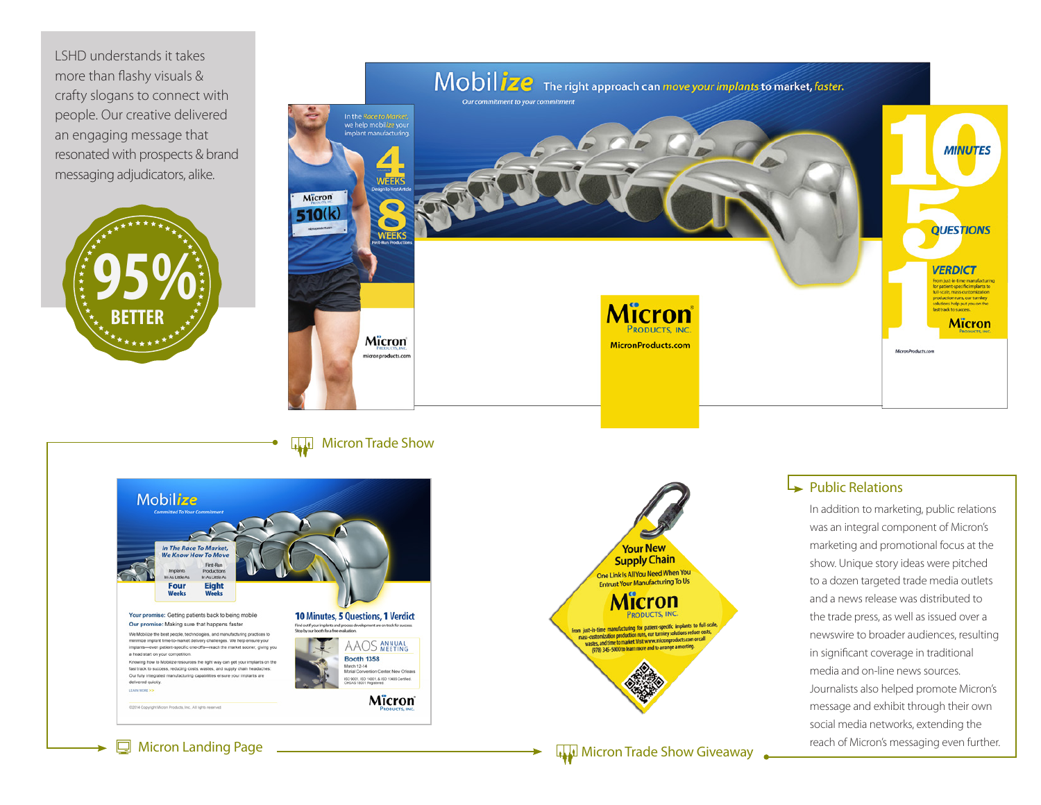LSHD understands it takes more than flashy visuals & crafty slogans to connect with people. Our creative delivered an engaging message that resonated with prospects & brand messaging adjudicators, alike.

95% BETTER

Micron Trade Show

Micron Landing Page

Micron Trade Show Giveaway

## Public Relations

In addition to marketing, public relations was an integral component of Micron's marketing and promotional focus at the show. Unique story ideas were pitched to a dozen targeted trade media outlets and a news release was distributed to the trade press, as well as issued over a newswire to broader audiences, resulting in significant coverage in traditional media and on-line news sources. Journalists also helped promote Micron's message and exhibit through their own social media networks, extending the reach of Micron's messaging even further.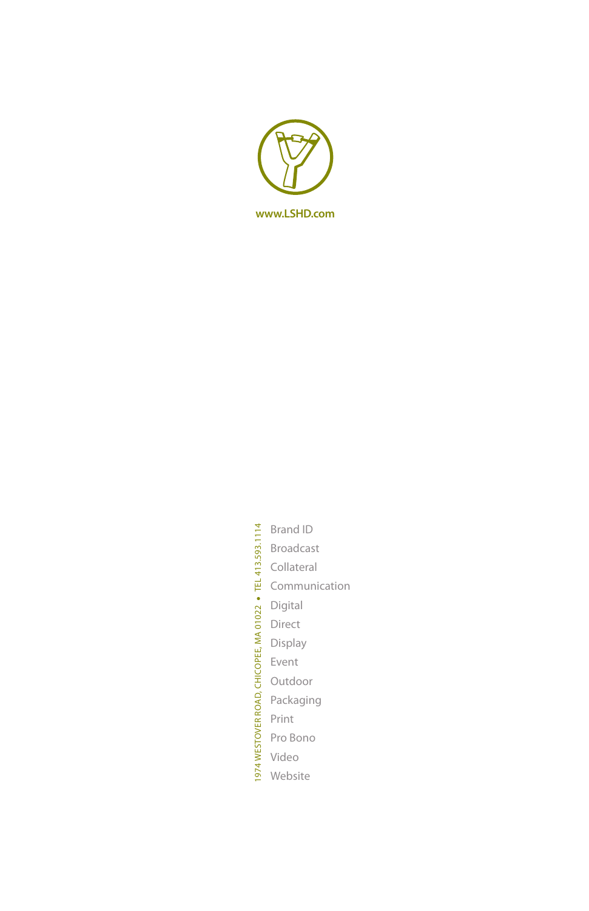www.LSHD.com

1974 WESTOVER ROAD, CHICOPEE, MA 01022 • TEL 413.593.1114

- Brand ID
- Broadcast
- Collateral
- Communication
- Digital
- Direct
- Display
- Event
- Outdoor
- Packaging
- Print
- Pro Bono
- Video
- Website